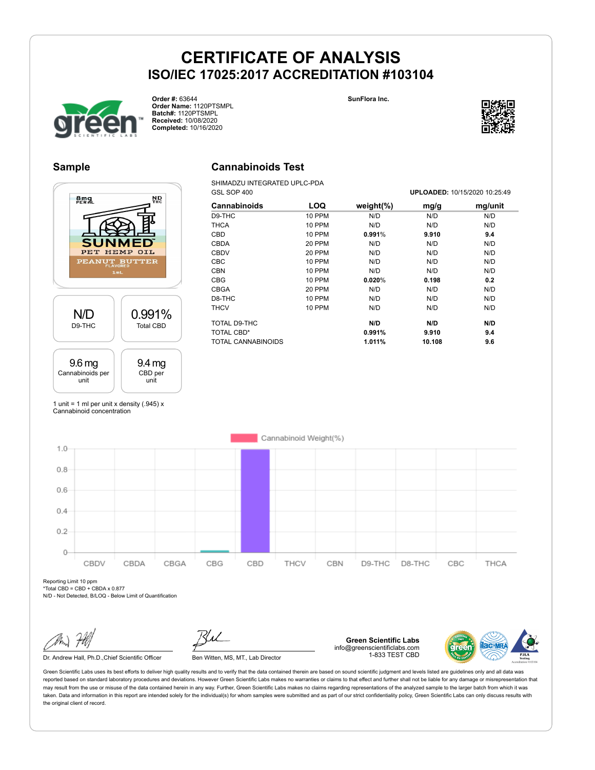# CERTIFICATE OF ANALYSIS
## ISO/IEC 17025:2017 ACCREDITATION #103104

**Order #:** 63644
**Order Name:** 1120PTSMPL
**Batch#:** 1120PTSMPL
**Received:** 10/08/2020
**Completed:** 10/16/2020

**SunFlora Inc.**

## Sample

8mg PER ML — ND THC
SUNMED PET HEMP OIL
PEANUT BUTTER FLAVORED
1mL

| N/D | 0.991% |
|---|---|
| D9-THC | Total CBD |

| 9.6 mg | 9.4 mg |
|---|---|
| Cannabinoids per unit | CBD per unit |

1 unit = 1 ml per unit x density (.945) x Cannabinoid concentration

## Cannabinoids Test

SHIMADZU INTEGRATED UPLC-PDA
GSL SOP 400

**UPLOADED:** 10/15/2020 10:25:49

| Cannabinoids | LOQ | weight(%) | mg/g | mg/unit |
|---|---|---|---|---|
| D9-THC | 10 PPM | N/D | N/D | N/D |
| THCA | 10 PPM | N/D | N/D | N/D |
| CBD | 10 PPM | **0.991**% | **9.910** | **9.4** |
| CBDA | 20 PPM | N/D | N/D | N/D |
| CBDV | 20 PPM | N/D | N/D | N/D |
| CBC | 10 PPM | N/D | N/D | N/D |
| CBN | 10 PPM | N/D | N/D | N/D |
| CBG | 10 PPM | **0.020**% | **0.198** | **0.2** |
| CBGA | 20 PPM | N/D | N/D | N/D |
| D8-THC | 10 PPM | N/D | N/D | N/D |
| THCV | 10 PPM | N/D | N/D | N/D |
| TOTAL D9-THC | | **N/D** | **N/D** | **N/D** |
| TOTAL CBD* | | **0.991%** | **9.910** | **9.4** |
| TOTAL CANNABINOIDS | | **1.011%** | **10.108** | **9.6** |

Cannabinoid Weight(%)

Reporting Limit 10 ppm
*Total CBD = CBD + CBDA x 0.877
N/D - Not Detected, B/LOQ - Below Limit of Quantification

Dr. Andrew Hall, Ph.D.,Chief Scientific Officer

Ben Witten, MS, MT., Lab Director

**Green Scientific Labs**
info@greenscientificlabs.com
1-833 TEST CBD

Green Scientific Labs uses its best efforts to deliver high quality results and to verify that the data contained therein are based on sound scientific judgment and levels listed are guidelines only and all data was reported based on standard laboratory procedures and deviations. However Green Scientific Labs makes no warranties or claims to that effect and further shall not be liable for any damage or misrepresentation that may result from the use or misuse of the data contained herein in any way. Further, Green Scientific Labs makes no claims regarding representations of the analyzed sample to the larger batch from which it was taken. Data and information in this report are intended solely for the individual(s) for whom samples were submitted and as part of our strict confidentiality policy, Green Scientific Labs can only discuss results with the original client of record.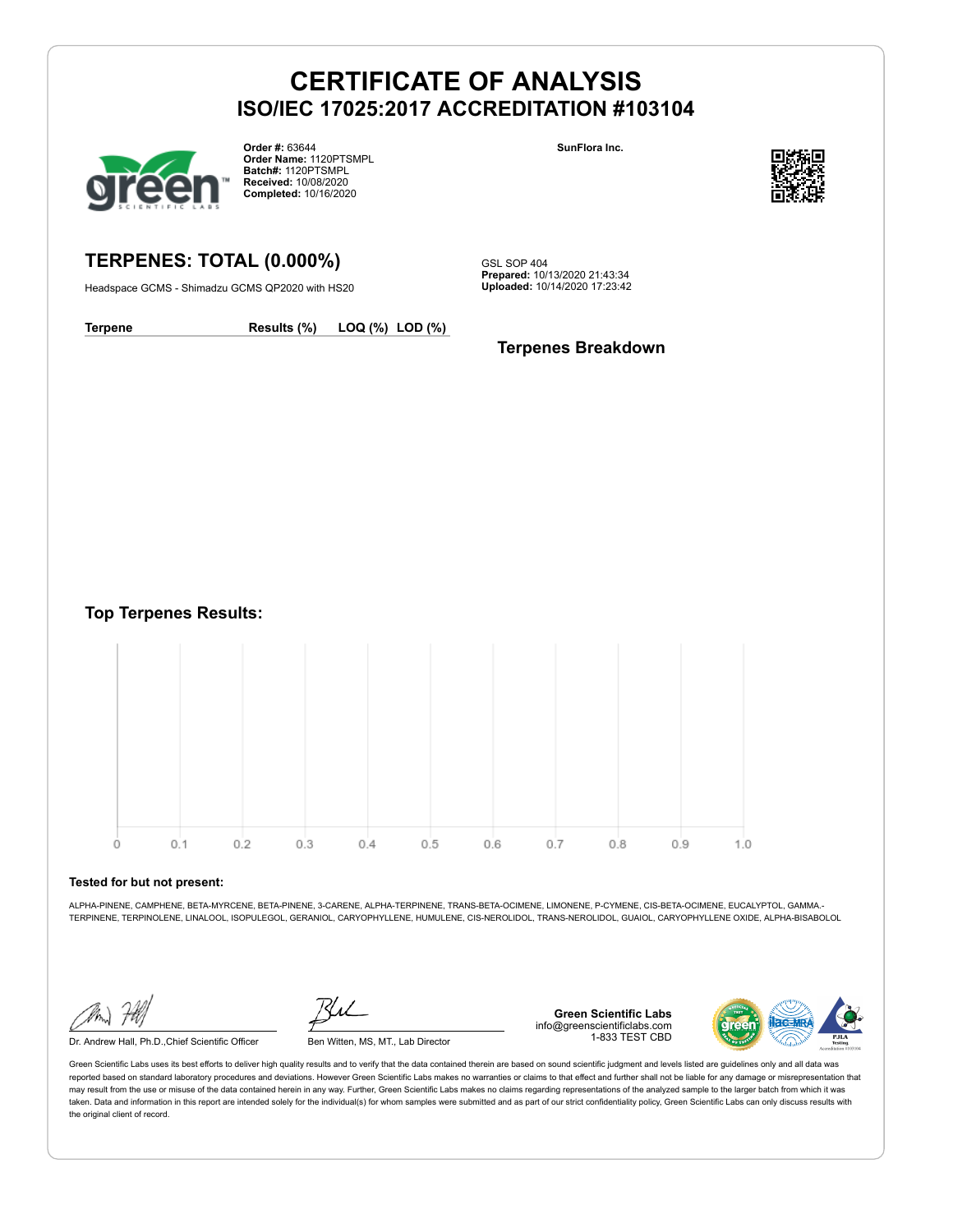# CERTIFICATE OF ANALYSIS
## ISO/IEC 17025:2017 ACCREDITATION #103104

**Order #:** 63644
**Order Name:** 1120PTSMPL
**Batch#:** 1120PTSMPL
**Received:** 10/08/2020
**Completed:** 10/16/2020

**SunFlora Inc.**

## TERPENES: TOTAL (0.000%)

Headspace GCMS - Shimadzu GCMS QP2020 with HS20

GSL SOP 404
**Prepared:** 10/13/2020 21:43:34
**Uploaded:** 10/14/2020 17:23:42

| Terpene | Results (%) | LOQ (%) | LOD (%) |
| --- | --- | --- | --- |

### Terpenes Breakdown

### Top Terpenes Results:

0 0.1 0.2 0.3 0.4 0.5 0.6 0.7 0.8 0.9 1.0

**Tested for but not present:**

ALPHA-PINENE, CAMPHENE, BETA-MYRCENE, BETA-PINENE, 3-CARENE, ALPHA-TERPINENE, TRANS-BETA-OCIMENE, LIMONENE, P-CYMENE, CIS-BETA-OCIMENE, EUCALYPTOL, GAMMA.-TERPINENE, TERPINOLENE, LINALOOL, ISOPULEGOL, GERANIOL, CARYOPHYLLENE, HUMULENE, CIS-NEROLIDOL, TRANS-NEROLIDOL, GUAIOL, CARYOPHYLLENE OXIDE, ALPHA-BISABOLOL

Dr. Andrew Hall, Ph.D.,Chief Scientific Officer

Ben Witten, MS, MT., Lab Director

**Green Scientific Labs**
info@greenscientificlabs.com
1-833 TEST CBD

Green Scientific Labs uses its best efforts to deliver high quality results and to verify that the data contained therein are based on sound scientific judgment and levels listed are guidelines only and all data was reported based on standard laboratory procedures and deviations. However Green Scientific Labs makes no warranties or claims to that effect and further shall not be liable for any damage or misrepresentation that may result from the use or misuse of the data contained herein in any way. Further, Green Scientific Labs makes no claims regarding representations of the analyzed sample to the larger batch from which it was taken. Data and information in this report are intended solely for the individual(s) for whom samples were submitted and as part of our strict confidentiality policy, Green Scientific Labs can only discuss results with the original client of record.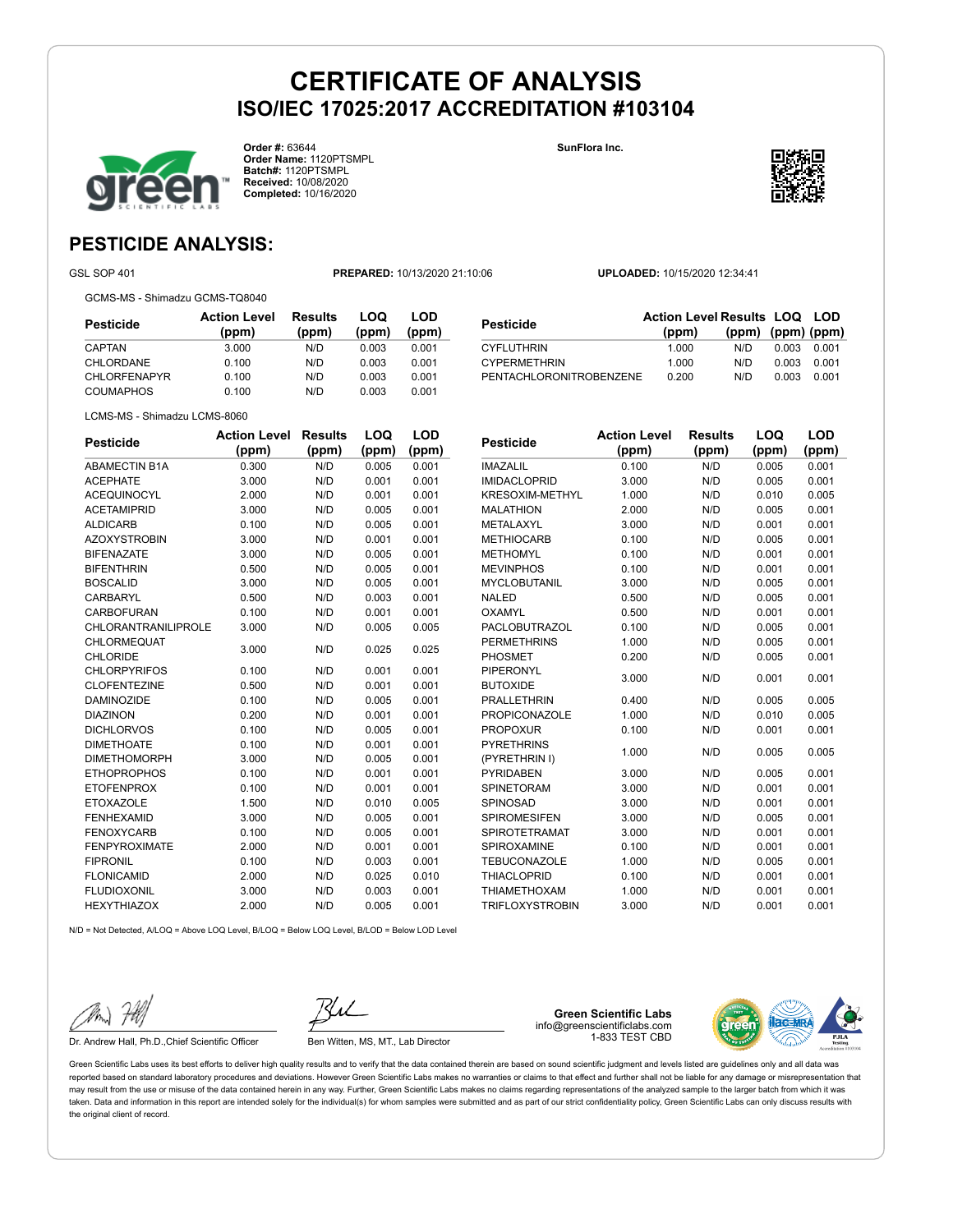# CERTIFICATE OF ANALYSIS
## ISO/IEC 17025:2017 ACCREDITATION #103104

**Order #:** 63644
**Order Name:** 1120PTSMPL
**Batch#:** 1120PTSMPL
**Received:** 10/08/2020
**Completed:** 10/16/2020

**SunFlora Inc.**

## PESTICIDE ANALYSIS:

GSL SOP 401 **PREPARED:** 10/13/2020 21:10:06 **UPLOADED:** 10/15/2020 12:34:41

GCMS-MS - Shimadzu GCMS-TQ8040

| Pesticide | Action Level (ppm) | Results (ppm) | LOQ (ppm) | LOD (ppm) |
|---|---|---|---|---|
| CAPTAN | 3.000 | N/D | 0.003 | 0.001 |
| CHLORDANE | 0.100 | N/D | 0.003 | 0.001 |
| CHLORFENAPYR | 0.100 | N/D | 0.003 | 0.001 |
| COUMAPHOS | 0.100 | N/D | 0.003 | 0.001 |
| CYFLUTHRIN | 1.000 | N/D | 0.003 | 0.001 |
| CYPERMETHRIN | 1.000 | N/D | 0.003 | 0.001 |
| PENTACHLORONITROBENZENE | 0.200 | N/D | 0.003 | 0.001 |

LCMS-MS - Shimadzu LCMS-8060

| Pesticide | Action Level (ppm) | Results (ppm) | LOQ (ppm) | LOD (ppm) |
|---|---|---|---|---|
| ABAMECTIN B1A | 0.300 | N/D | 0.005 | 0.001 |
| ACEPHATE | 3.000 | N/D | 0.001 | 0.001 |
| ACEQUINOCYL | 2.000 | N/D | 0.001 | 0.001 |
| ACETAMIPRID | 3.000 | N/D | 0.005 | 0.001 |
| ALDICARB | 0.100 | N/D | 0.005 | 0.001 |
| AZOXYSTROBIN | 3.000 | N/D | 0.001 | 0.001 |
| BIFENAZATE | 3.000 | N/D | 0.005 | 0.001 |
| BIFENTHRIN | 0.500 | N/D | 0.005 | 0.001 |
| BOSCALID | 3.000 | N/D | 0.005 | 0.001 |
| CARBARYL | 0.500 | N/D | 0.003 | 0.001 |
| CARBOFURAN | 0.100 | N/D | 0.001 | 0.001 |
| CHLORANTRANILIPROLE | 3.000 | N/D | 0.005 | 0.005 |
| CHLORMEQUAT CHLORIDE | 3.000 | N/D | 0.025 | 0.025 |
| CHLORPYRIFOS | 0.100 | N/D | 0.001 | 0.001 |
| CLOFENTEZINE | 0.500 | N/D | 0.001 | 0.001 |
| DAMINOZIDE | 0.100 | N/D | 0.005 | 0.001 |
| DIAZINON | 0.200 | N/D | 0.001 | 0.001 |
| DICHLORVOS | 0.100 | N/D | 0.005 | 0.001 |
| DIMETHOATE | 0.100 | N/D | 0.001 | 0.001 |
| DIMETHOMORPH | 3.000 | N/D | 0.005 | 0.001 |
| ETHOPROPHOS | 0.100 | N/D | 0.001 | 0.001 |
| ETOFENPROX | 0.100 | N/D | 0.001 | 0.001 |
| ETOXAZOLE | 1.500 | N/D | 0.010 | 0.005 |
| FENHEXAMID | 3.000 | N/D | 0.005 | 0.001 |
| FENOXYCARB | 0.100 | N/D | 0.005 | 0.001 |
| FENPYROXIMATE | 2.000 | N/D | 0.001 | 0.001 |
| FIPRONIL | 0.100 | N/D | 0.003 | 0.001 |
| FLONICAMID | 2.000 | N/D | 0.025 | 0.010 |
| FLUDIOXONIL | 3.000 | N/D | 0.003 | 0.001 |
| HEXYTHIAZOX | 2.000 | N/D | 0.005 | 0.001 |
| IMAZALIL | 0.100 | N/D | 0.005 | 0.001 |
| IMIDACLOPRID | 3.000 | N/D | 0.005 | 0.001 |
| KRESOXIM-METHYL | 1.000 | N/D | 0.010 | 0.005 |
| MALATHION | 2.000 | N/D | 0.005 | 0.001 |
| METALAXYL | 3.000 | N/D | 0.001 | 0.001 |
| METHIOCARB | 0.100 | N/D | 0.005 | 0.001 |
| METHOMYL | 0.100 | N/D | 0.001 | 0.001 |
| MEVINPHOS | 0.100 | N/D | 0.001 | 0.001 |
| MYCLOBUTANIL | 3.000 | N/D | 0.005 | 0.001 |
| NALED | 0.500 | N/D | 0.005 | 0.001 |
| OXAMYL | 0.500 | N/D | 0.001 | 0.001 |
| PACLOBUTRAZOL | 0.100 | N/D | 0.005 | 0.001 |
| PERMETHRINS | 1.000 | N/D | 0.005 | 0.001 |
| PHOSMET | 0.200 | N/D | 0.005 | 0.001 |
| PIPERONYL BUTOXIDE | 3.000 | N/D | 0.001 | 0.001 |
| PRALLETHRIN | 0.400 | N/D | 0.005 | 0.005 |
| PROPICONAZOLE | 1.000 | N/D | 0.010 | 0.005 |
| PROPOXUR | 0.100 | N/D | 0.001 | 0.001 |
| PYRETHRINS (PYRETHRIN I) | 1.000 | N/D | 0.005 | 0.005 |
| PYRIDABEN | 3.000 | N/D | 0.005 | 0.001 |
| SPINETORAM | 3.000 | N/D | 0.001 | 0.001 |
| SPINOSAD | 3.000 | N/D | 0.001 | 0.001 |
| SPIROMESIFEN | 3.000 | N/D | 0.005 | 0.001 |
| SPIROTETRAMAT | 3.000 | N/D | 0.001 | 0.001 |
| SPIROXAMINE | 0.100 | N/D | 0.001 | 0.001 |
| TEBUCONAZOLE | 1.000 | N/D | 0.005 | 0.001 |
| THIACLOPRID | 0.100 | N/D | 0.001 | 0.001 |
| THIAMETHOXAM | 1.000 | N/D | 0.001 | 0.001 |
| TRIFLOXYSTROBIN | 3.000 | N/D | 0.001 | 0.001 |

N/D = Not Detected, A/LOQ = Above LOQ Level, B/LOQ = Below LOQ Level, B/LOD = Below LOD Level

Dr. Andrew Hall, Ph.D.,Chief Scientific Officer

Ben Witten, MS, MT., Lab Director

**Green Scientific Labs**
info@greenscientificlabs.com
1-833 TEST CBD

Green Scientific Labs uses its best efforts to deliver high quality results and to verify that the data contained therein are based on sound scientific judgment and levels listed are guidelines only and all data was reported based on standard laboratory procedures and deviations. However Green Scientific Labs makes no warranties or claims to that effect and further shall not be liable for any damage or misrepresentation that may result from the use or misuse of the data contained herein in any way. Further, Green Scientific Labs makes no claims regarding representations of the analyzed sample to the larger batch from which it was taken. Data and information in this report are intended solely for the individual(s) for whom samples were submitted and as part of our strict confidentiality policy, Green Scientific Labs can only discuss results with the original client of record.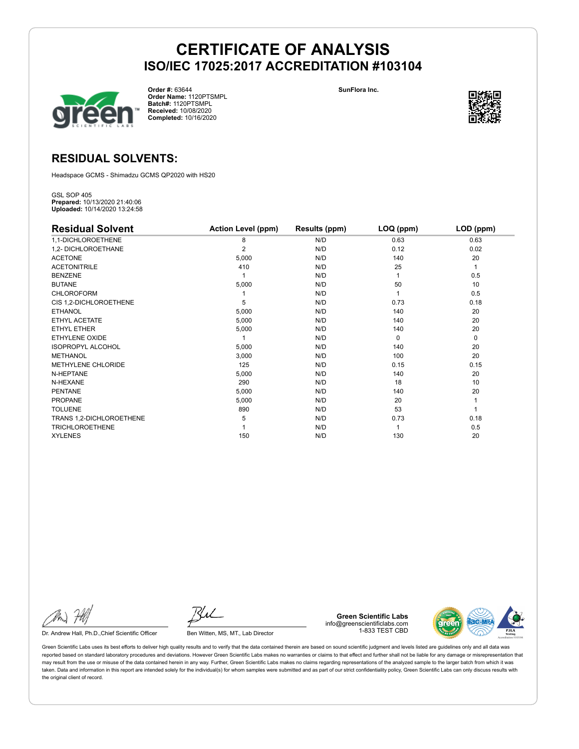# CERTIFICATE OF ANALYSIS

## ISO/IEC 17025:2017 ACCREDITATION #103104

**Order #:** 63644
**Order Name:** 1120PTSMPL
**Batch#:** 1120PTSMPL
**Received:** 10/08/2020
**Completed:** 10/16/2020

SunFlora Inc.

## RESIDUAL SOLVENTS:

Headspace GCMS - Shimadzu GCMS QP2020 with HS20

GSL SOP 405
**Prepared:** 10/13/2020 21:40:06
**Uploaded:** 10/14/2020 13:24:58

| Residual Solvent | Action Level (ppm) | Results (ppm) | LOQ (ppm) | LOD (ppm) |
|---|---|---|---|---|
| 1,1-DICHLOROETHENE | 8 | N/D | 0.63 | 0.63 |
| 1,2- DICHLOROETHANE | 2 | N/D | 0.12 | 0.02 |
| ACETONE | 5,000 | N/D | 140 | 20 |
| ACETONITRILE | 410 | N/D | 25 | 1 |
| BENZENE | 1 | N/D | 1 | 0.5 |
| BUTANE | 5,000 | N/D | 50 | 10 |
| CHLOROFORM | 1 | N/D | 1 | 0.5 |
| CIS 1,2-DICHLOROETHENE | 5 | N/D | 0.73 | 0.18 |
| ETHANOL | 5,000 | N/D | 140 | 20 |
| ETHYL ACETATE | 5,000 | N/D | 140 | 20 |
| ETHYL ETHER | 5,000 | N/D | 140 | 20 |
| ETHYLENE OXIDE | 1 | N/D | 0 | 0 |
| ISOPROPYL ALCOHOL | 5,000 | N/D | 140 | 20 |
| METHANOL | 3,000 | N/D | 100 | 20 |
| METHYLENE CHLORIDE | 125 | N/D | 0.15 | 0.15 |
| N-HEPTANE | 5,000 | N/D | 140 | 20 |
| N-HEXANE | 290 | N/D | 18 | 10 |
| PENTANE | 5,000 | N/D | 140 | 20 |
| PROPANE | 5,000 | N/D | 20 | 1 |
| TOLUENE | 890 | N/D | 53 | 1 |
| TRANS 1,2-DICHLOROETHENE | 5 | N/D | 0.73 | 0.18 |
| TRICHLOROETHENE | 1 | N/D | 1 | 0.5 |
| XYLENES | 150 | N/D | 130 | 20 |

Dr. Andrew Hall, Ph.D.,Chief Scientific Officer

Ben Witten, MS, MT., Lab Director

**Green Scientific Labs**
info@greenscientificlabs.com
1-833 TEST CBD

Green Scientific Labs uses its best efforts to deliver high quality results and to verify that the data contained therein are based on sound scientific judgment and levels listed are guidelines only and all data was reported based on standard laboratory procedures and deviations. However Green Scientific Labs makes no warranties or claims to that effect and further shall not be liable for any damage or misrepresentation that may result from the use or misuse of the data contained herein in any way. Further, Green Scientific Labs makes no claims regarding representations of the analyzed sample to the larger batch from which it was taken. Data and information in this report are intended solely for the individual(s) for whom samples were submitted and as part of our strict confidentiality policy, Green Scientific Labs can only discuss results with the original client of record.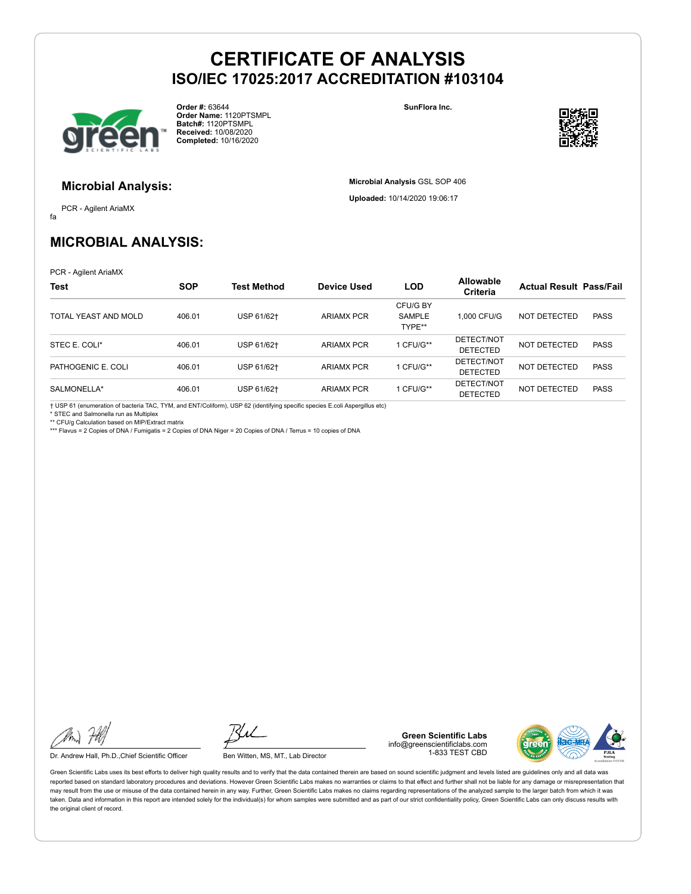# CERTIFICATE OF ANALYSIS
## ISO/IEC 17025:2017 ACCREDITATION #103104

**Order #:** 63644
**Order Name:** 1120PTSMPL
**Batch#:** 1120PTSMPL
**Received:** 10/08/2020
**Completed:** 10/16/2020

**SunFlora Inc.**

### Microbial Analysis:

PCR - Agilent AriaMX

fa

**Microbial Analysis** GSL SOP 406

**Uploaded:** 10/14/2020 19:06:17

## MICROBIAL ANALYSIS:

PCR - Agilent AriaMX

| Test | SOP | Test Method | Device Used | LOD | Allowable Criteria | Actual Result | Pass/Fail |
|---|---|---|---|---|---|---|---|
| TOTAL YEAST AND MOLD | 406.01 | USP 61/62† | ARIAMX PCR | CFU/G BY SAMPLE TYPE** | 1,000 CFU/G | NOT DETECTED | PASS |
| STEC E. COLI* | 406.01 | USP 61/62† | ARIAMX PCR | 1 CFU/G** | DETECT/NOT DETECTED | NOT DETECTED | PASS |
| PATHOGENIC E. COLI | 406.01 | USP 61/62† | ARIAMX PCR | 1 CFU/G** | DETECT/NOT DETECTED | NOT DETECTED | PASS |
| SALMONELLA* | 406.01 | USP 61/62† | ARIAMX PCR | 1 CFU/G** | DETECT/NOT DETECTED | NOT DETECTED | PASS |

† USP 61 (enumeration of bacteria TAC, TYM, and ENT/Coliform), USP 62 (identifying specific species E.coli Aspergillus etc)
* STEC and Salmonella run as Multiplex
** CFU/g Calculation based on MIP/Extract matrix
*** Flavus = 2 Copies of DNA / Fumigatis = 2 Copies of DNA Niger = 20 Copies of DNA / Terrus = 10 copies of DNA

Dr. Andrew Hall, Ph.D.,Chief Scientific Officer

Ben Witten, MS, MT., Lab Director

**Green Scientific Labs**
info@greenscientificlabs.com
1-833 TEST CBD

Green Scientific Labs uses its best efforts to deliver high quality results and to verify that the data contained therein are based on sound scientific judgment and levels listed are guidelines only and all data was reported based on standard laboratory procedures and deviations. However Green Scientific Labs makes no warranties or claims to that effect and further shall not be liable for any damage or misrepresentation that may result from the use or misuse of the data contained herein in any way. Further, Green Scientific Labs makes no claims regarding representations of the analyzed sample to the larger batch from which it was taken. Data and information in this report are intended solely for the individual(s) for whom samples were submitted and as part of our strict confidentiality policy, Green Scientific Labs can only discuss results with the original client of record.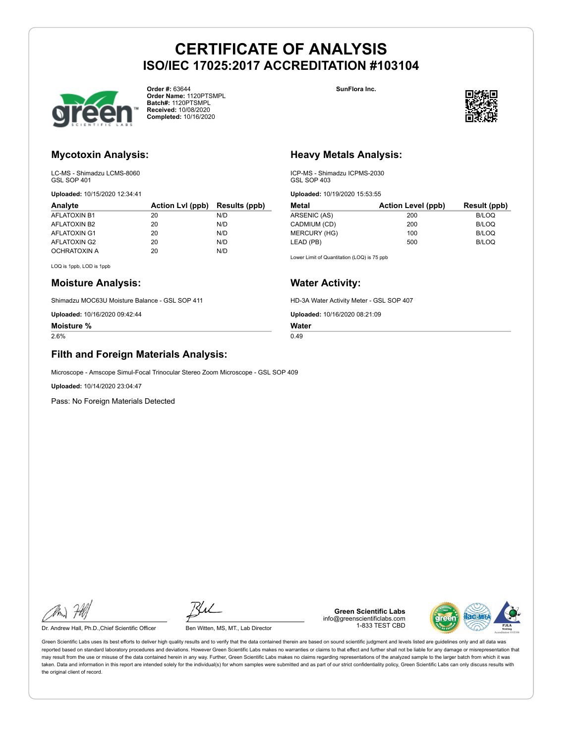# CERTIFICATE OF ANALYSIS
## ISO/IEC 17025:2017 ACCREDITATION #103104

**Order #:** 63644
**Order Name:** 1120PTSMPL
**Batch#:** 1120PTSMPL
**Received:** 10/08/2020
**Completed:** 10/16/2020

SunFlora Inc.

### Mycotoxin Analysis:

LC-MS - Shimadzu LCMS-8060
GSL SOP 401

**Uploaded:** 10/15/2020 12:34:41

| Analyte | Action Lvl (ppb) | Results (ppb) |
|---|---|---|
| AFLATOXIN B1 | 20 | N/D |
| AFLATOXIN B2 | 20 | N/D |
| AFLATOXIN G1 | 20 | N/D |
| AFLATOXIN G2 | 20 | N/D |
| OCHRATOXIN A | 20 | N/D |

LOQ is 1ppb, LOD is 1ppb

### Heavy Metals Analysis:

ICP-MS - Shimadzu ICPMS-2030
GSL SOP 403

**Uploaded:** 10/19/2020 15:53:55

| Metal | Action Level (ppb) | Result (ppb) |
|---|---|---|
| ARSENIC (AS) | 200 | B/LOQ |
| CADMIUM (CD) | 200 | B/LOQ |
| MERCURY (HG) | 100 | B/LOQ |
| LEAD (PB) | 500 | B/LOQ |

Lower Limit of Quantitation (LOQ) is 75 ppb

### Moisture Analysis:

Shimadzu MOC63U Moisture Balance - GSL SOP 411

**Uploaded:** 10/16/2020 09:42:44

| Moisture % |
|---|
| 2.6% |

### Water Activity:

HD-3A Water Activity Meter - GSL SOP 407

**Uploaded:** 10/16/2020 08:21:09

| Water |
|---|
| 0.49 |

### Filth and Foreign Materials Analysis:

Microscope - Amscope Simul-Focal Trinocular Stereo Zoom Microscope - GSL SOP 409

**Uploaded:** 10/14/2020 23:04:47

Pass: No Foreign Materials Detected

Dr. Andrew Hall, Ph.D.,Chief Scientific Officer

Ben Witten, MS, MT., Lab Director

**Green Scientific Labs**
info@greenscientificlabs.com
1-833 TEST CBD

Green Scientific Labs uses its best efforts to deliver high quality results and to verify that the data contained therein are based on sound scientific judgment and levels listed are guidelines only and all data was reported based on standard laboratory procedures and deviations. However Green Scientific Labs makes no warranties or claims to that effect and further shall not be liable for any damage or misrepresentation that may result from the use or misuse of the data contained herein in any way. Further, Green Scientific Labs makes no claims regarding representations of the analyzed sample to the larger batch from which it was taken. Data and information in this report are intended solely for the individual(s) for whom samples were submitted and as part of our strict confidentiality policy, Green Scientific Labs can only discuss results with the original client of record.